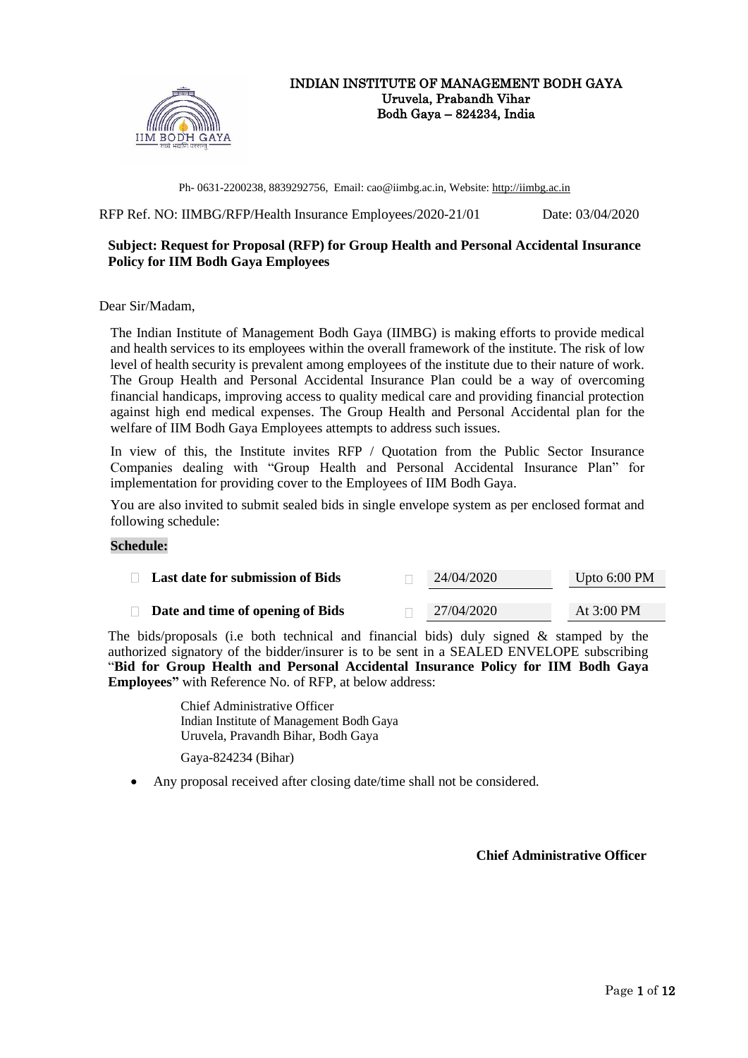# INDIAN INSTITUTE OF MANAGEMENT BODH GAYA

Uruvela, Prabandh Vihar
Bodh Gaya – 824234, India

Ph- 0631-2200238, 8839292756, Email: cao@iimbg.ac.in, Website: http://iimbg.ac.in

RFP Ref. NO: IIMBG/RFP/Health Insurance Employees/2020-21/01 Date: 03/04/2020

**Subject: Request for Proposal (RFP) for Group Health and Personal Accidental Insurance Policy for IIM Bodh Gaya Employees**

Dear Sir/Madam,

The Indian Institute of Management Bodh Gaya (IIMBG) is making efforts to provide medical and health services to its employees within the overall framework of the institute. The risk of low level of health security is prevalent among employees of the institute due to their nature of work. The Group Health and Personal Accidental Insurance Plan could be a way of overcoming financial handicaps, improving access to quality medical care and providing financial protection against high end medical expenses. The Group Health and Personal Accidental plan for the welfare of IIM Bodh Gaya Employees attempts to address such issues.

In view of this, the Institute invites RFP / Quotation from the Public Sector Insurance Companies dealing with "Group Health and Personal Accidental Insurance Plan" for implementation for providing cover to the Employees of IIM Bodh Gaya.

You are also invited to submit sealed bids in single envelope system as per enclosed format and following schedule:

**Schedule:**

| | | |
|---|---|---|
| **Last date for submission of Bids** | 24/04/2020 | Upto 6:00 PM |
| **Date and time of opening of Bids** | 27/04/2020 | At 3:00 PM |

The bids/proposals (i.e both technical and financial bids) duly signed & stamped by the authorized signatory of the bidder/insurer is to be sent in a SEALED ENVELOPE subscribing "**Bid for Group Health and Personal Accidental Insurance Policy for IIM Bodh Gaya Employees"** with Reference No. of RFP, at below address:

Chief Administrative Officer
Indian Institute of Management Bodh Gaya
Uruvela, Pravandh Bihar, Bodh Gaya
Gaya-824234 (Bihar)

- Any proposal received after closing date/time shall not be considered.

**Chief Administrative Officer**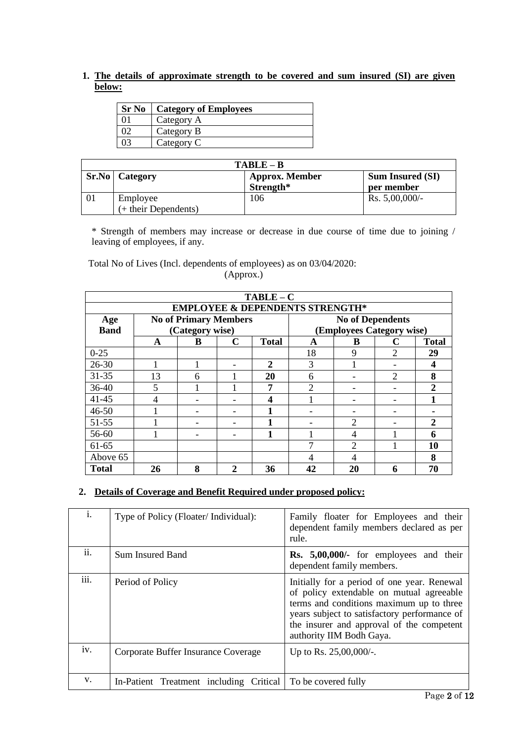1. **The details of approximate strength to be covered and sum insured (SI) are given below:**

| Sr No | Category of Employees |
|---|---|
| 01 | Category A |
| 02 | Category B |
| 03 | Category C |

| TABLE – B | | | |
|---|---|---|---|
| **Sr.No** | **Category** | **Approx. Member Strength*** | **Sum Insured (SI) per member** |
| 01 | Employee (+ their Dependents) | 106 | Rs. 5,00,000/- |

\* Strength of members may increase or decrease in due course of time due to joining / leaving of employees, if any.

Total No of Lives (Incl. dependents of employees) as on 03/04/2020: (Approx.)

| TABLE – C | | | | | | | | |
|---|---|---|---|---|---|---|---|---|
| **EMPLOYEE & DEPENDENTS STRENGTH*** | | | | | | | | |
| **Age Band** | **No of Primary Members (Category wise)** | | | | **No of Dependents (Employees Category wise)** | | | |
| | **A** | **B** | **C** | **Total** | **A** | **B** | **C** | **Total** |
| 0-25 | | | | | 18 | 9 | 2 | **29** |
| 26-30 | 1 | 1 | - | **2** | 3 | 1 | - | **4** |
| 31-35 | 13 | 6 | 1 | **20** | 6 | - | 2 | **8** |
| 36-40 | 5 | 1 | 1 | **7** | 2 | - | - | **2** |
| 41-45 | 4 | - | - | **4** | 1 | - | - | **1** |
| 46-50 | 1 | - | - | **1** | - | - | - | **-** |
| 51-55 | 1 | - | - | **1** | - | 2 | - | **2** |
| 56-60 | 1 | - | - | **1** | 1 | 4 | 1 | **6** |
| 61-65 | | | | | 7 | 2 | 1 | **10** |
| Above 65 | | | | | 4 | 4 | | **8** |
| **Total** | **26** | **8** | **2** | **36** | **42** | **20** | **6** | **70** |

2. **Details of Coverage and Benefit Required under proposed policy:**

| | | |
|---|---|---|
| i. | Type of Policy (Floater/ Individual): | Family floater for Employees and their dependent family members declared as per rule. |
| ii. | Sum Insured Band | **Rs. 5,00,000/-** for employees and their dependent family members. |
| iii. | Period of Policy | Initially for a period of one year. Renewal of policy extendable on mutual agreeable terms and conditions maximum up to three years subject to satisfactory performance of the insurer and approval of the competent authority IIM Bodh Gaya. |
| iv. | Corporate Buffer Insurance Coverage | Up to Rs. 25,00,000/-. |
| v. | In-Patient Treatment including Critical | To be covered fully |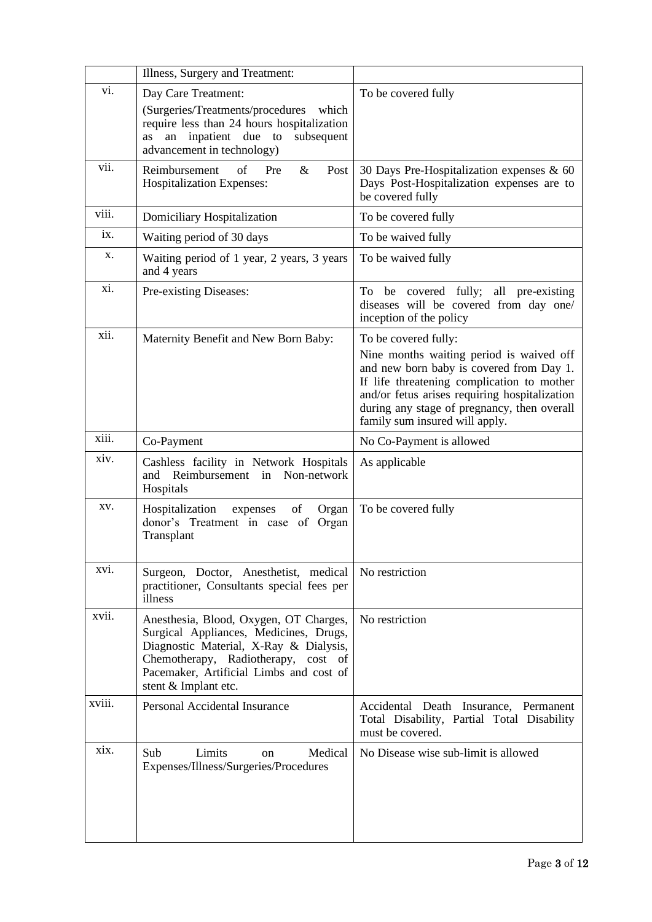| | | |
|---|---|---|
| | Illness, Surgery and Treatment: | |
| vi. | Day Care Treatment:<br>(Surgeries/Treatments/procedures which require less than 24 hours hospitalization as an inpatient due to subsequent advancement in technology) | To be covered fully |
| vii. | Reimbursement of Pre & Post Hospitalization Expenses: | 30 Days Pre-Hospitalization expenses & 60 Days Post-Hospitalization expenses are to be covered fully |
| viii. | Domiciliary Hospitalization | To be covered fully |
| ix. | Waiting period of 30 days | To be waived fully |
| x. | Waiting period of 1 year, 2 years, 3 years and 4 years | To be waived fully |
| xi. | Pre-existing Diseases: | To be covered fully; all pre-existing diseases will be covered from day one/ inception of the policy |
| xii. | Maternity Benefit and New Born Baby: | To be covered fully:<br>Nine months waiting period is waived off and new born baby is covered from Day 1. If life threatening complication to mother and/or fetus arises requiring hospitalization during any stage of pregnancy, then overall family sum insured will apply. |
| xiii. | Co-Payment | No Co-Payment is allowed |
| xiv. | Cashless facility in Network Hospitals and Reimbursement in Non-network Hospitals | As applicable |
| xv. | Hospitalization expenses of Organ donor's Treatment in case of Organ Transplant | To be covered fully |
| xvi. | Surgeon, Doctor, Anesthetist, medical practitioner, Consultants special fees per illness | No restriction |
| xvii. | Anesthesia, Blood, Oxygen, OT Charges, Surgical Appliances, Medicines, Drugs, Diagnostic Material, X-Ray & Dialysis, Chemotherapy, Radiotherapy, cost of Pacemaker, Artificial Limbs and cost of stent & Implant etc. | No restriction |
| xviii. | Personal Accidental Insurance | Accidental Death Insurance, Permanent Total Disability, Partial Total Disability must be covered. |
| xix. | Sub Limits on Medical Expenses/Illness/Surgeries/Procedures | No Disease wise sub-limit is allowed |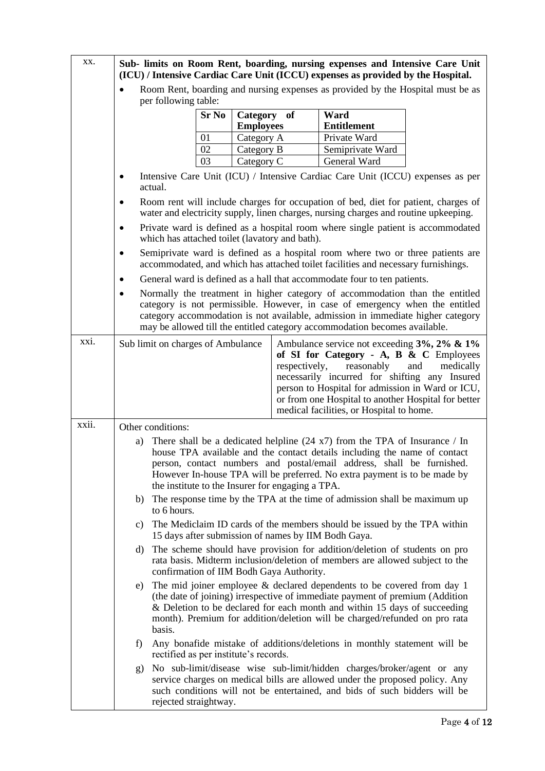| xx. | **Sub- limits on Room Rent, boarding, nursing expenses and Intensive Care Unit (ICU) / Intensive Cardiac Care Unit (ICCU) expenses as provided by the Hospital.** |
|---|---|

- Room Rent, boarding and nursing expenses as provided by the Hospital must be as per following table:

| Sr No | Category of Employees | Ward Entitlement |
|---|---|---|
| 01 | Category A | Private Ward |
| 02 | Category B | Semiprivate Ward |
| 03 | Category C | General Ward |

- Intensive Care Unit (ICU) / Intensive Cardiac Care Unit (ICCU) expenses as per actual.
- Room rent will include charges for occupation of bed, diet for patient, charges of water and electricity supply, linen charges, nursing charges and routine upkeeping.
- Private ward is defined as a hospital room where single patient is accommodated which has attached toilet (lavatory and bath).
- Semiprivate ward is defined as a hospital room where two or three patients are accommodated, and which has attached toilet facilities and necessary furnishings.
- General ward is defined as a hall that accommodate four to ten patients.
- Normally the treatment in higher category of accommodation than the entitled category is not permissible. However, in case of emergency when the entitled category accommodation is not available, admission in immediate higher category may be allowed till the entitled category accommodation becomes available.

| xxi. | Sub limit on charges of Ambulance | Ambulance service not exceeding **3%, 2% & 1% of SI for Category - A, B & C** Employees respectively, reasonably and medically necessarily incurred for shifting any Insured person to Hospital for admission in Ward or ICU, or from one Hospital to another Hospital for better medical facilities, or Hospital to home. |
|---|---|---|

**xxii.** Other conditions:

a) There shall be a dedicated helpline (24 x7) from the TPA of Insurance / In house TPA available and the contact details including the name of contact person, contact numbers and postal/email address, shall be furnished. However In-house TPA will be preferred. No extra payment is to be made by the institute to the Insurer for engaging a TPA.

b) The response time by the TPA at the time of admission shall be maximum up to 6 hours.

c) The Mediclaim ID cards of the members should be issued by the TPA within 15 days after submission of names by IIM Bodh Gaya.

d) The scheme should have provision for addition/deletion of students on pro rata basis. Midterm inclusion/deletion of members are allowed subject to the confirmation of IIM Bodh Gaya Authority.

e) The mid joiner employee & declared dependents to be covered from day 1 (the date of joining) irrespective of immediate payment of premium (Addition & Deletion to be declared for each month and within 15 days of succeeding month). Premium for addition/deletion will be charged/refunded on pro rata basis.

f) Any bonafide mistake of additions/deletions in monthly statement will be rectified as per institute's records.

g) No sub-limit/disease wise sub-limit/hidden charges/broker/agent or any service charges on medical bills are allowed under the proposed policy. Any such conditions will not be entertained, and bids of such bidders will be rejected straightway.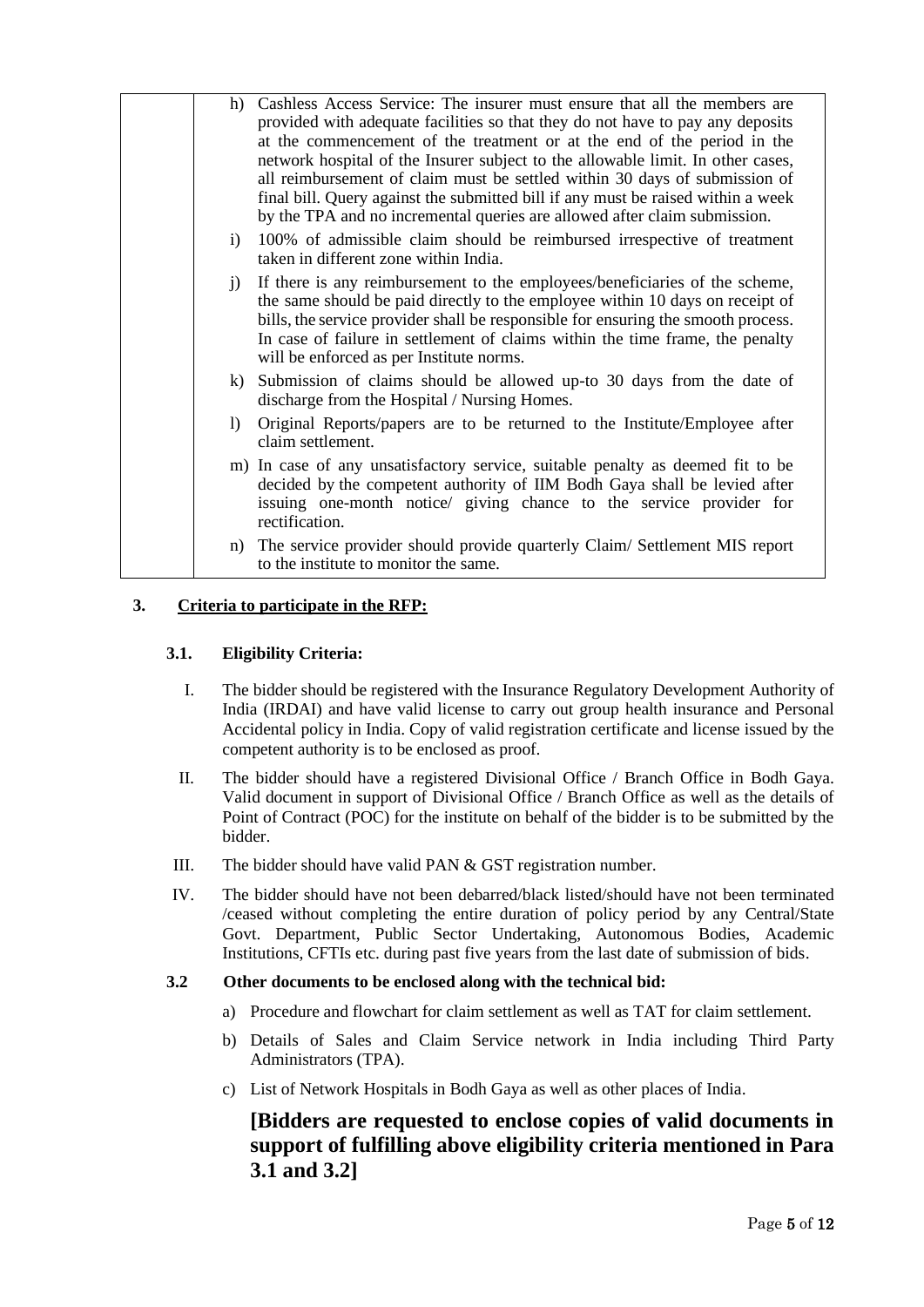| | |
|---|---|
| | h) Cashless Access Service: The insurer must ensure that all the members are provided with adequate facilities so that they do not have to pay any deposits at the commencement of the treatment or at the end of the period in the network hospital of the Insurer subject to the allowable limit. In other cases, all reimbursement of claim must be settled within 30 days of submission of final bill. Query against the submitted bill if any must be raised within a week by the TPA and no incremental queries are allowed after claim submission.<br><br>i) 100% of admissible claim should be reimbursed irrespective of treatment taken in different zone within India.<br><br>j) If there is any reimbursement to the employees/beneficiaries of the scheme, the same should be paid directly to the employee within 10 days on receipt of bills, the service provider shall be responsible for ensuring the smooth process. In case of failure in settlement of claims within the time frame, the penalty will be enforced as per Institute norms.<br><br>k) Submission of claims should be allowed up-to 30 days from the date of discharge from the Hospital / Nursing Homes.<br><br>l) Original Reports/papers are to be returned to the Institute/Employee after claim settlement.<br><br>m) In case of any unsatisfactory service, suitable penalty as deemed fit to be decided by the competent authority of IIM Bodh Gaya shall be levied after issuing one-month notice/ giving chance to the service provider for rectification.<br><br>n) The service provider should provide quarterly Claim/ Settlement MIS report to the institute to monitor the same. |

## 3. Criteria to participate in the RFP:

### 3.1. Eligibility Criteria:

I. The bidder should be registered with the Insurance Regulatory Development Authority of India (IRDAI) and have valid license to carry out group health insurance and Personal Accidental policy in India. Copy of valid registration certificate and license issued by the competent authority is to be enclosed as proof.

II. The bidder should have a registered Divisional Office / Branch Office in Bodh Gaya. Valid document in support of Divisional Office / Branch Office as well as the details of Point of Contract (POC) for the institute on behalf of the bidder is to be submitted by the bidder.

III. The bidder should have valid PAN & GST registration number.

IV. The bidder should have not been debarred/black listed/should have not been terminated /ceased without completing the entire duration of policy period by any Central/State Govt. Department, Public Sector Undertaking, Autonomous Bodies, Academic Institutions, CFTIs etc. during past five years from the last date of submission of bids.

### 3.2 Other documents to be enclosed along with the technical bid:

a) Procedure and flowchart for claim settlement as well as TAT for claim settlement.

b) Details of Sales and Claim Service network in India including Third Party Administrators (TPA).

c) List of Network Hospitals in Bodh Gaya as well as other places of India.

**[Bidders are requested to enclose copies of valid documents in support of fulfilling above eligibility criteria mentioned in Para 3.1 and 3.2]**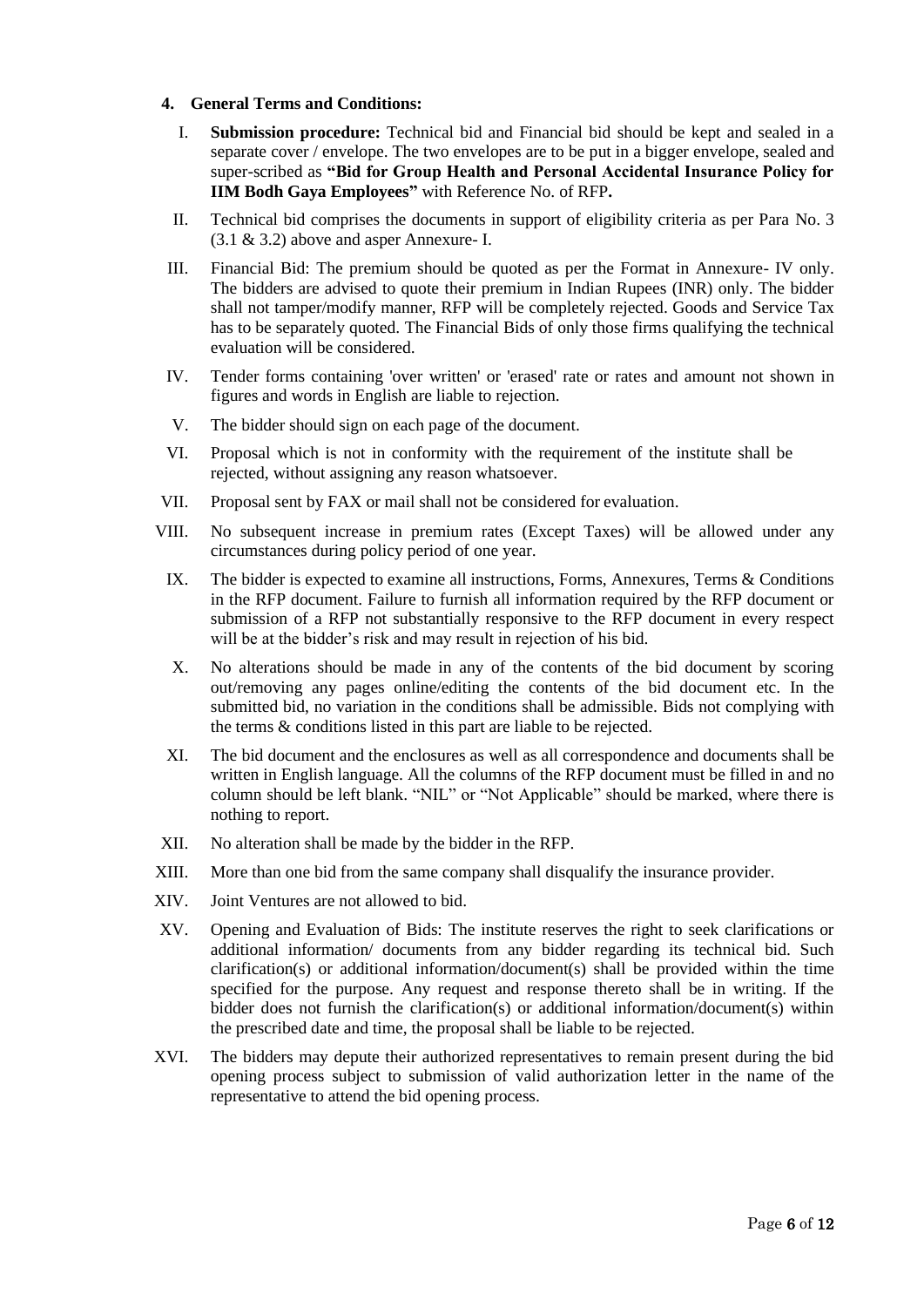#### 4. General Terms and Conditions:

I. **Submission procedure:** Technical bid and Financial bid should be kept and sealed in a separate cover / envelope. The two envelopes are to be put in a bigger envelope, sealed and super-scribed as **"Bid for Group Health and Personal Accidental Insurance Policy for IIM Bodh Gaya Employees"** with Reference No. of RFP**.**

II. Technical bid comprises the documents in support of eligibility criteria as per Para No. 3 (3.1 & 3.2) above and asper Annexure- I.

III. Financial Bid: The premium should be quoted as per the Format in Annexure- IV only. The bidders are advised to quote their premium in Indian Rupees (INR) only. The bidder shall not tamper/modify manner, RFP will be completely rejected. Goods and Service Tax has to be separately quoted. The Financial Bids of only those firms qualifying the technical evaluation will be considered.

IV. Tender forms containing 'over written' or 'erased' rate or rates and amount not shown in figures and words in English are liable to rejection.

V. The bidder should sign on each page of the document.

VI. Proposal which is not in conformity with the requirement of the institute shall be rejected, without assigning any reason whatsoever.

VII. Proposal sent by FAX or mail shall not be considered for evaluation.

VIII. No subsequent increase in premium rates (Except Taxes) will be allowed under any circumstances during policy period of one year.

IX. The bidder is expected to examine all instructions, Forms, Annexures, Terms & Conditions in the RFP document. Failure to furnish all information required by the RFP document or submission of a RFP not substantially responsive to the RFP document in every respect will be at the bidder's risk and may result in rejection of his bid.

X. No alterations should be made in any of the contents of the bid document by scoring out/removing any pages online/editing the contents of the bid document etc. In the submitted bid, no variation in the conditions shall be admissible. Bids not complying with the terms & conditions listed in this part are liable to be rejected.

XI. The bid document and the enclosures as well as all correspondence and documents shall be written in English language. All the columns of the RFP document must be filled in and no column should be left blank. "NIL" or "Not Applicable" should be marked, where there is nothing to report.

XII. No alteration shall be made by the bidder in the RFP.

XIII. More than one bid from the same company shall disqualify the insurance provider.

XIV. Joint Ventures are not allowed to bid.

XV. Opening and Evaluation of Bids: The institute reserves the right to seek clarifications or additional information/ documents from any bidder regarding its technical bid. Such clarification(s) or additional information/document(s) shall be provided within the time specified for the purpose. Any request and response thereto shall be in writing. If the bidder does not furnish the clarification(s) or additional information/document(s) within the prescribed date and time, the proposal shall be liable to be rejected.

XVI. The bidders may depute their authorized representatives to remain present during the bid opening process subject to submission of valid authorization letter in the name of the representative to attend the bid opening process.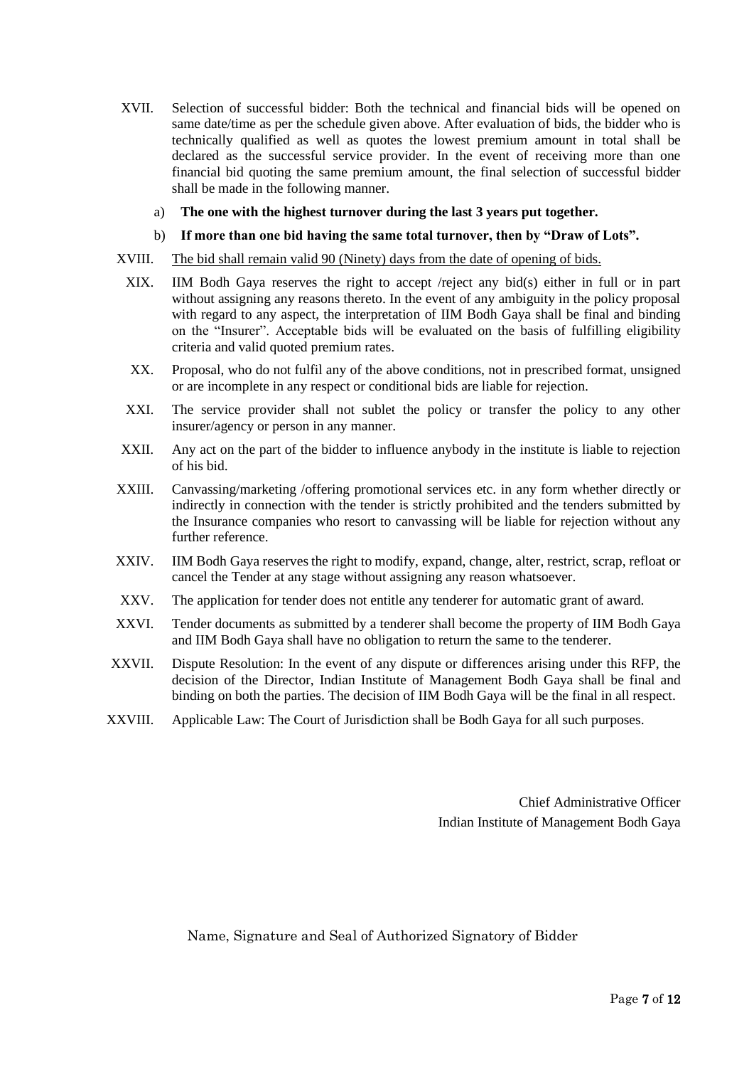XVII. Selection of successful bidder: Both the technical and financial bids will be opened on same date/time as per the schedule given above. After evaluation of bids, the bidder who is technically qualified as well as quotes the lowest premium amount in total shall be declared as the successful service provider. In the event of receiving more than one financial bid quoting the same premium amount, the final selection of successful bidder shall be made in the following manner.

   a) **The one with the highest turnover during the last 3 years put together.**

   b) **If more than one bid having the same total turnover, then by "Draw of Lots".**

XVIII. <u>The bid shall remain valid 90 (Ninety) days from the date of opening of bids.</u>

XIX. IIM Bodh Gaya reserves the right to accept /reject any bid(s) either in full or in part without assigning any reasons thereto. In the event of any ambiguity in the policy proposal with regard to any aspect, the interpretation of IIM Bodh Gaya shall be final and binding on the "Insurer". Acceptable bids will be evaluated on the basis of fulfilling eligibility criteria and valid quoted premium rates.

XX. Proposal, who do not fulfil any of the above conditions, not in prescribed format, unsigned or are incomplete in any respect or conditional bids are liable for rejection.

XXI. The service provider shall not sublet the policy or transfer the policy to any other insurer/agency or person in any manner.

XXII. Any act on the part of the bidder to influence anybody in the institute is liable to rejection of his bid.

XXIII. Canvassing/marketing /offering promotional services etc. in any form whether directly or indirectly in connection with the tender is strictly prohibited and the tenders submitted by the Insurance companies who resort to canvassing will be liable for rejection without any further reference.

XXIV. IIM Bodh Gaya reserves the right to modify, expand, change, alter, restrict, scrap, refloat or cancel the Tender at any stage without assigning any reason whatsoever.

XXV. The application for tender does not entitle any tenderer for automatic grant of award.

XXVI. Tender documents as submitted by a tenderer shall become the property of IIM Bodh Gaya and IIM Bodh Gaya shall have no obligation to return the same to the tenderer.

XXVII. Dispute Resolution: In the event of any dispute or differences arising under this RFP, the decision of the Director, Indian Institute of Management Bodh Gaya shall be final and binding on both the parties. The decision of IIM Bodh Gaya will be the final in all respect.

XXVIII. Applicable Law: The Court of Jurisdiction shall be Bodh Gaya for all such purposes.

Chief Administrative Officer
Indian Institute of Management Bodh Gaya

Name, Signature and Seal of Authorized Signatory of Bidder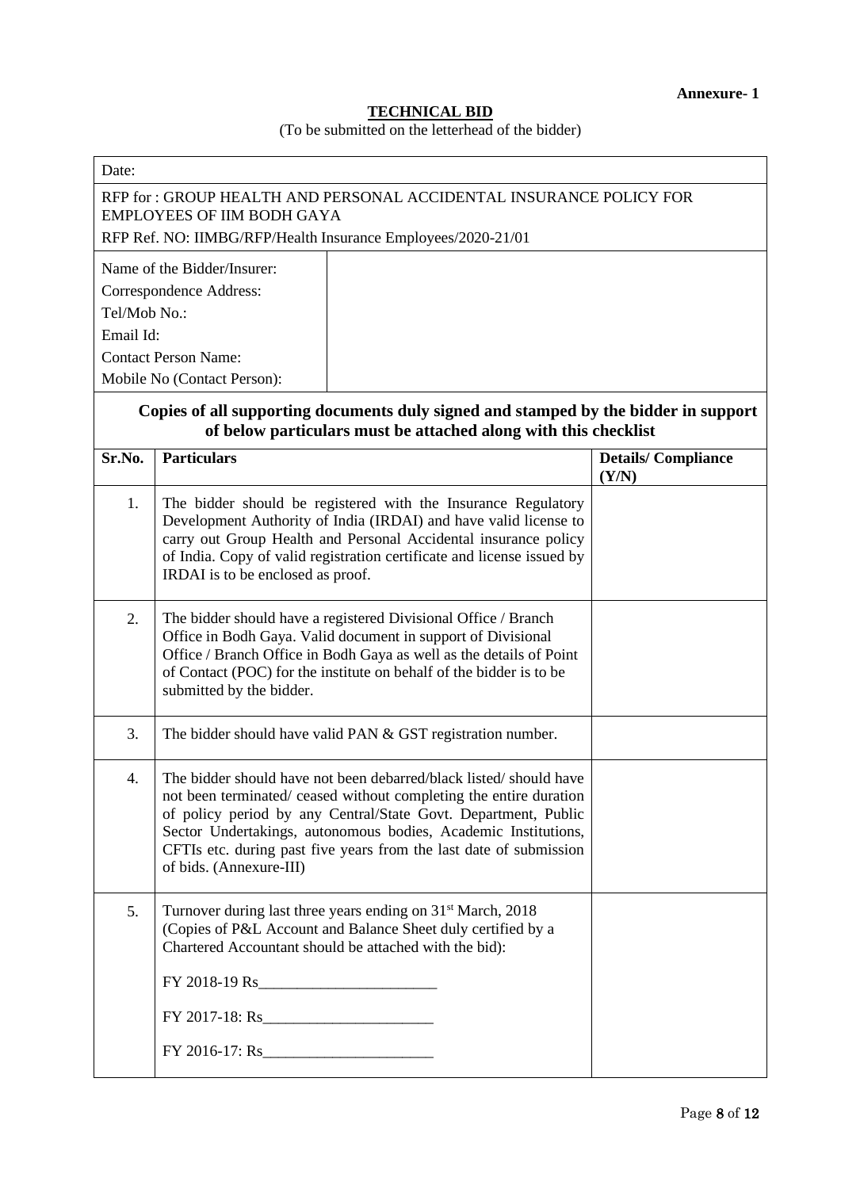**Annexure- 1**

## TECHNICAL BID

(To be submitted on the letterhead of the bidder)

| Date: | |
|---|---|
| RFP for : GROUP HEALTH AND PERSONAL ACCIDENTAL INSURANCE POLICY FOR EMPLOYEES OF IIM BODH GAYA<br>RFP Ref. NO: IIMBG/RFP/Health Insurance Employees/2020-21/01 | |
| Name of the Bidder/Insurer:<br>Correspondence Address:<br>Tel/Mob No.:<br>Email Id:<br>Contact Person Name:<br>Mobile No (Contact Person): | |

**Copies of all supporting documents duly signed and stamped by the bidder in support of below particulars must be attached along with this checklist**

| Sr.No. | Particulars | Details/ Compliance (Y/N) |
|---|---|---|
| 1. | The bidder should be registered with the Insurance Regulatory Development Authority of India (IRDAI) and have valid license to carry out Group Health and Personal Accidental insurance policy of India. Copy of valid registration certificate and license issued by IRDAI is to be enclosed as proof. | |
| 2. | The bidder should have a registered Divisional Office / Branch Office in Bodh Gaya. Valid document in support of Divisional Office / Branch Office in Bodh Gaya as well as the details of Point of Contact (POC) for the institute on behalf of the bidder is to be submitted by the bidder. | |
| 3. | The bidder should have valid PAN & GST registration number. | |
| 4. | The bidder should have not been debarred/black listed/ should have not been terminated/ ceased without completing the entire duration of policy period by any Central/State Govt. Department, Public Sector Undertakings, autonomous bodies, Academic Institutions, CFTIs etc. during past five years from the last date of submission of bids. (Annexure-III) | |
| 5. | Turnover during last three years ending on 31st March, 2018 (Copies of P&L Account and Balance Sheet duly certified by a Chartered Accountant should be attached with the bid):<br><br>FY 2018-19 Rs_______________________<br><br>FY 2017-18: Rs______________________<br><br>FY 2016-17: Rs______________________ | |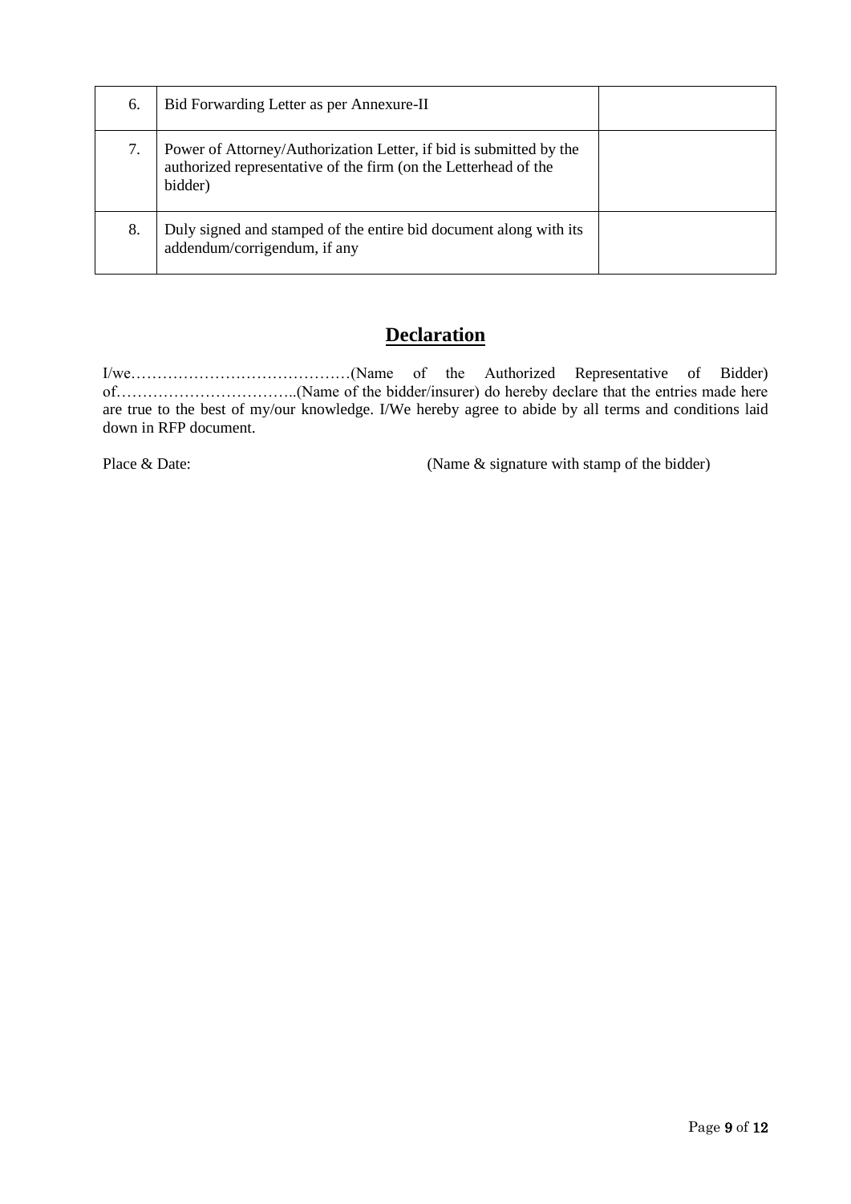| | | |
|---|---|---|
| 6. | Bid Forwarding Letter as per Annexure-II | |
| 7. | Power of Attorney/Authorization Letter, if bid is submitted by the authorized representative of the firm (on the Letterhead of the bidder) | |
| 8. | Duly signed and stamped of the entire bid document along with its addendum/corrigendum, if any | |

## Declaration

I/we……………………………………(Name of the Authorized Representative of Bidder) of……………………………..(Name of the bidder/insurer) do hereby declare that the entries made here are true to the best of my/our knowledge. I/We hereby agree to abide by all terms and conditions laid down in RFP document.

Place & Date: (Name & signature with stamp of the bidder)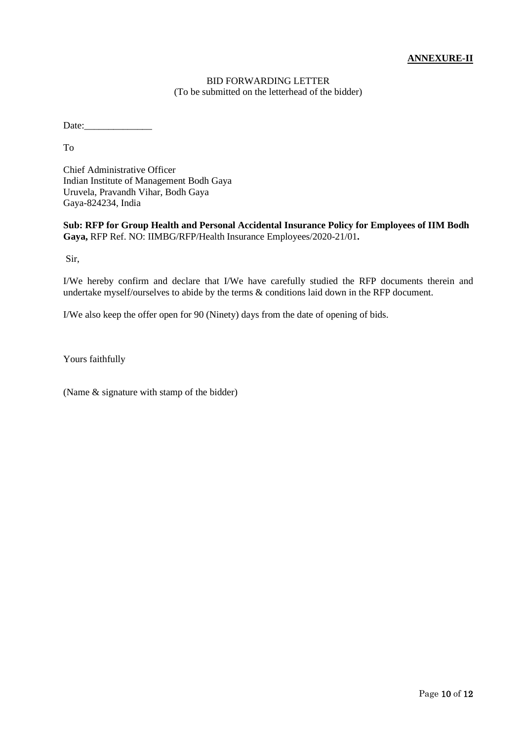**ANNEXURE-II**

BID FORWARDING LETTER
(To be submitted on the letterhead of the bidder)

Date:______________

To

Chief Administrative Officer
Indian Institute of Management Bodh Gaya
Uruvela, Pravandh Vihar, Bodh Gaya
Gaya-824234, India

**Sub: RFP for Group Health and Personal Accidental Insurance Policy for Employees of IIM Bodh Gaya,** RFP Ref. NO: IIMBG/RFP/Health Insurance Employees/2020-21/01**.**

Sir,

I/We hereby confirm and declare that I/We have carefully studied the RFP documents therein and undertake myself/ourselves to abide by the terms & conditions laid down in the RFP document.

I/We also keep the offer open for 90 (Ninety) days from the date of opening of bids.

Yours faithfully

(Name & signature with stamp of the bidder)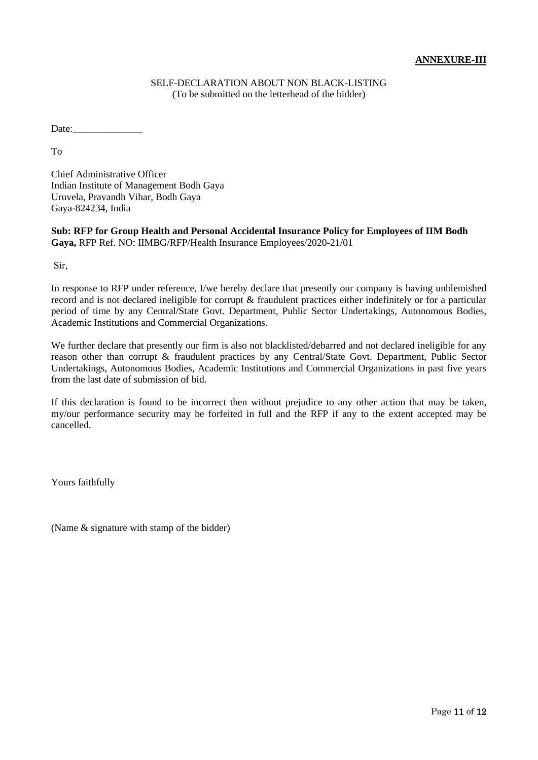**ANNEXURE-III**

SELF-DECLARATION ABOUT NON BLACK-LISTING
(To be submitted on the letterhead of the bidder)

Date:______________

To

Chief Administrative Officer
Indian Institute of Management Bodh Gaya
Uruvela, Pravandh Vihar, Bodh Gaya
Gaya-824234, India

**Sub: RFP for Group Health and Personal Accidental Insurance Policy for Employees of IIM Bodh Gaya,** RFP Ref. NO: IIMBG/RFP/Health Insurance Employees/2020-21/01

Sir,

In response to RFP under reference, I/we hereby declare that presently our company is having unblemished record and is not declared ineligible for corrupt & fraudulent practices either indefinitely or for a particular period of time by any Central/State Govt. Department, Public Sector Undertakings, Autonomous Bodies, Academic Institutions and Commercial Organizations.

We further declare that presently our firm is also not blacklisted/debarred and not declared ineligible for any reason other than corrupt & fraudulent practices by any Central/State Govt. Department, Public Sector Undertakings, Autonomous Bodies, Academic Institutions and Commercial Organizations in past five years from the last date of submission of bid.

If this declaration is found to be incorrect then without prejudice to any other action that may be taken, my/our performance security may be forfeited in full and the RFP if any to the extent accepted may be cancelled.

Yours faithfully

(Name & signature with stamp of the bidder)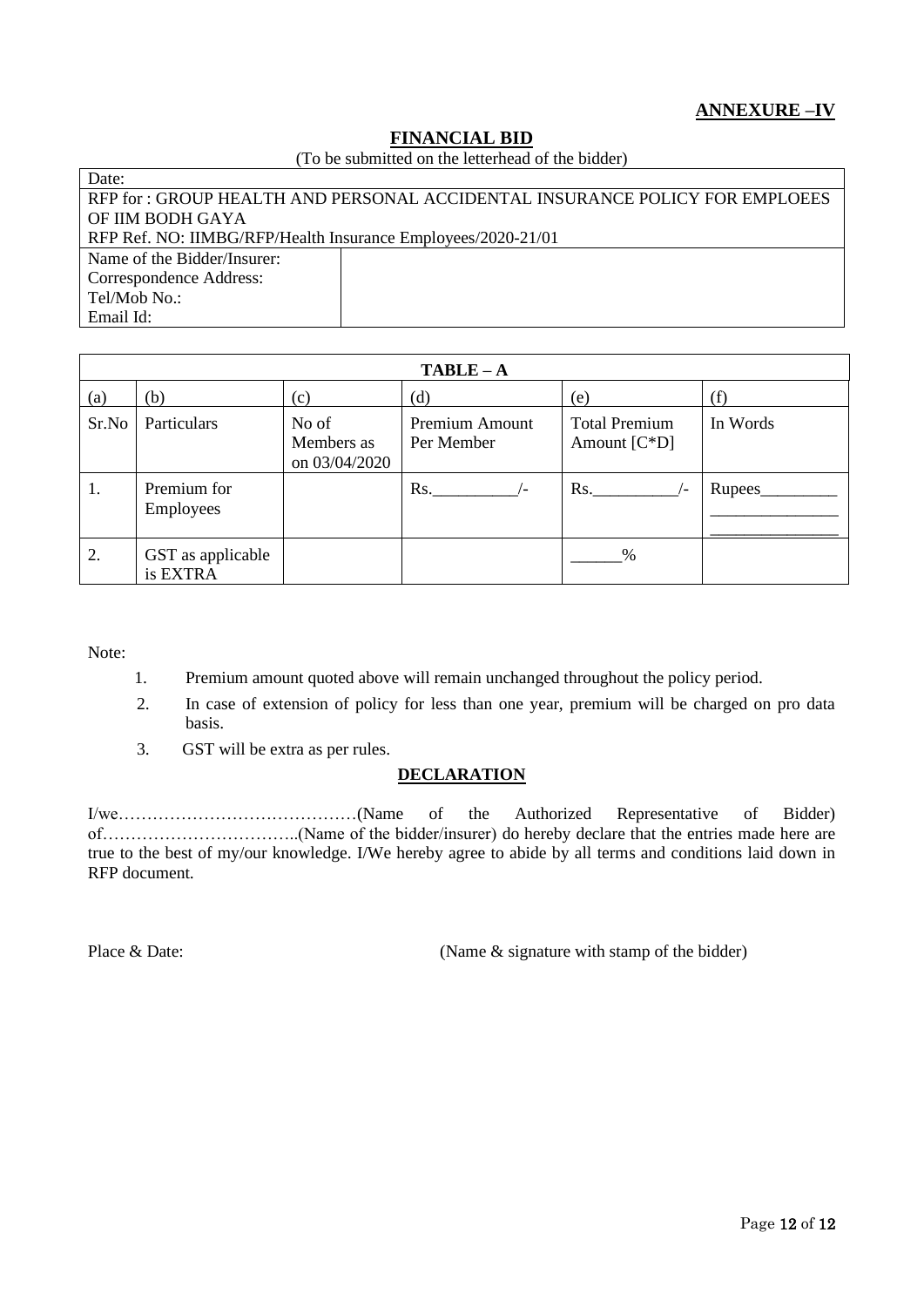**ANNEXURE –IV**

## FINANCIAL BID

(To be submitted on the letterhead of the bidder)

| | |
|---|---|
| Date: | |
| RFP for : GROUP HEALTH AND PERSONAL ACCIDENTAL INSURANCE POLICY FOR EMPLOEES OF IIM BODH GAYA | |
| RFP Ref. NO: IIMBG/RFP/Health Insurance Employees/2020-21/01 | |
| Name of the Bidder/Insurer:<br>Correspondence Address:<br>Tel/Mob No.:<br>Email Id: | |

**TABLE – A**

| (a) | (b) | (c) | (d) | (e) | (f) |
|---|---|---|---|---|---|
| Sr.No | Particulars | No of Members as on 03/04/2020 | Premium Amount Per Member | Total Premium Amount [C*D] | In Words |
| 1. | Premium for Employees | | Rs.__________/- | Rs.__________/- | Rupees_________ _______________ _______________ |
| 2. | GST as applicable is EXTRA | | | ______% | |

Note:

1. Premium amount quoted above will remain unchanged throughout the policy period.
2. In case of extension of policy for less than one year, premium will be charged on pro data basis.
3. GST will be extra as per rules.

**DECLARATION**

I/we……………………………………(Name of the Authorized Representative of Bidder) of……………………………..(Name of the bidder/insurer) do hereby declare that the entries made here are true to the best of my/our knowledge. I/We hereby agree to abide by all terms and conditions laid down in RFP document.

Place & Date: (Name & signature with stamp of the bidder)